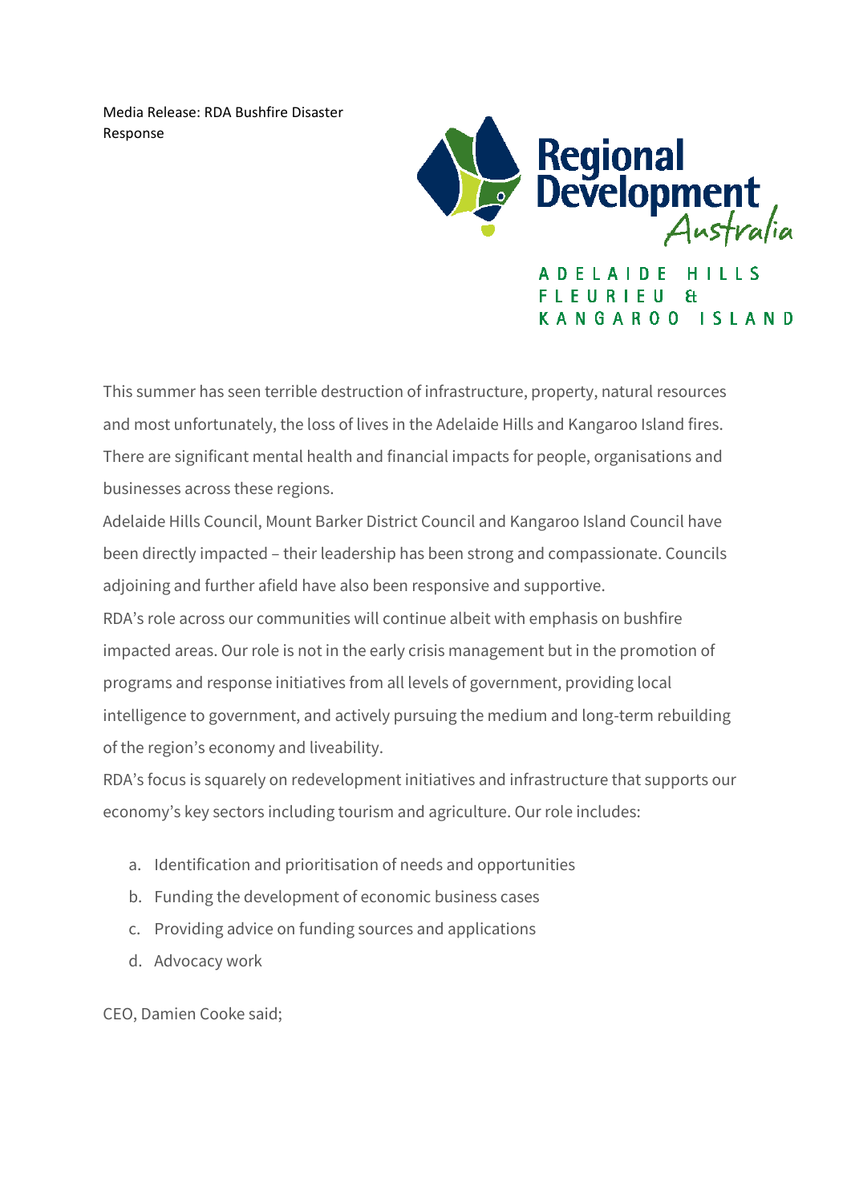Media Release: RDA Bushfire Disaster Response

Regional Development Australia

ADELAIDE HILLS FLEURIEU & KANGAROO ISLAND

This summer has seen terrible destruction of infrastructure, property, natural resources and most unfortunately, the loss of lives in the Adelaide Hills and Kangaroo Island fires. There are significant mental health and financial impacts for people, organisations and businesses across these regions.

Adelaide Hills Council, Mount Barker District Council and Kangaroo Island Council have been directly impacted – their leadership has been strong and compassionate. Councils adjoining and further afield have also been responsive and supportive.

RDA's role across our communities will continue albeit with emphasis on bushfire impacted areas. Our role is not in the early crisis management but in the promotion of programs and response initiatives from all levels of government, providing local intelligence to government, and actively pursuing the medium and long-term rebuilding of the region's economy and liveability.

RDA's focus is squarely on redevelopment initiatives and infrastructure that supports our economy's key sectors including tourism and agriculture. Our role includes:

a. Identification and prioritisation of needs and opportunities
b. Funding the development of economic business cases
c. Providing advice on funding sources and applications
d. Advocacy work

CEO, Damien Cooke said;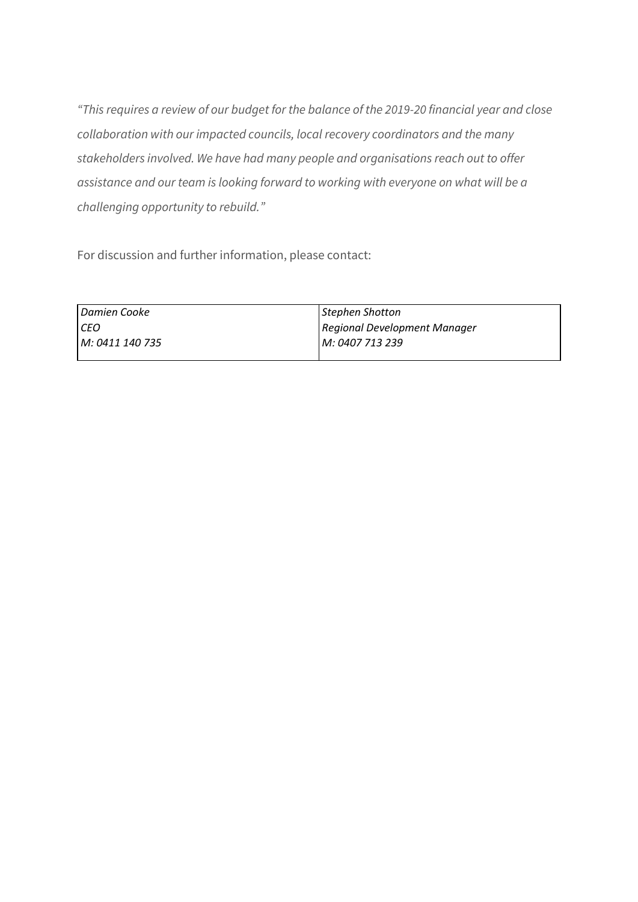*"This requires a review of our budget for the balance of the 2019-20 financial year and close collaboration with our impacted councils, local recovery coordinators and the many stakeholders involved. We have had many people and organisations reach out to offer assistance and our team is looking forward to working with everyone on what will be a challenging opportunity to rebuild."*

For discussion and further information, please contact:

| | |
|---|---|
| *Damien Cooke*<br>*CEO*<br>*M: 0411 140 735* | *Stephen Shotton*<br>*Regional Development Manager*<br>*M: 0407 713 239* |